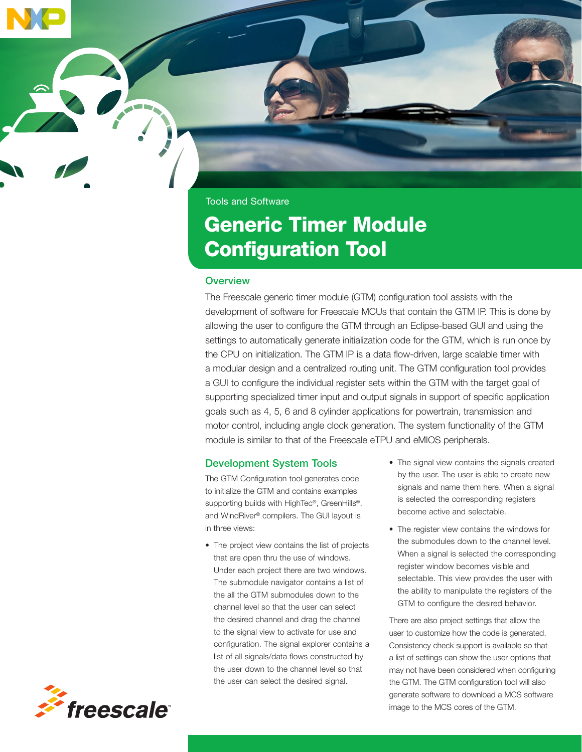Tools and Software

# Generic Timer Module Configuration Tool

## Overview

The Freescale generic timer module (GTM) configuration tool assists with the development of software for Freescale MCUs that contain the GTM IP. This is done by allowing the user to configure the GTM through an Eclipse-based GUI and using the settings to automatically generate initialization code for the GTM, which is run once by the CPU on initialization. The GTM IP is a data flow-driven, large scalable timer with a modular design and a centralized routing unit. The GTM configuration tool provides a GUI to configure the individual register sets within the GTM with the target goal of supporting specialized timer input and output signals in support of specific application goals such as 4, 5, 6 and 8 cylinder applications for powertrain, transmission and motor control, including angle clock generation. The system functionality of the GTM module is similar to that of the Freescale eTPU and eMIOS peripherals.

## Development System Tools

The GTM Configuration tool generates code to initialize the GTM and contains examples supporting builds with HighTec®, GreenHills®, and WindRiver® compilers. The GUI layout is in three views:

- The project view contains the list of projects that are open thru the use of windows. Under each project there are two windows. The submodule navigator contains a list of the all the GTM submodules down to the channel level so that the user can select the desired channel and drag the channel to the signal view to activate for use and configuration. The signal explorer contains a list of all signals/data flows constructed by the user down to the channel level so that the user can select the desired signal.
- The signal view contains the signals created by the user. The user is able to create new signals and name them here. When a signal is selected the corresponding registers become active and selectable.
- The register view contains the windows for the submodules down to the channel level. When a signal is selected the corresponding register window becomes visible and selectable. This view provides the user with the ability to manipulate the registers of the GTM to configure the desired behavior.

There are also project settings that allow the user to customize how the code is generated. Consistency check support is available so that a list of settings can show the user options that may not have been considered when configuring the GTM. The GTM configuration tool will also generate software to download a MCS software image to the MCS cores of the GTM.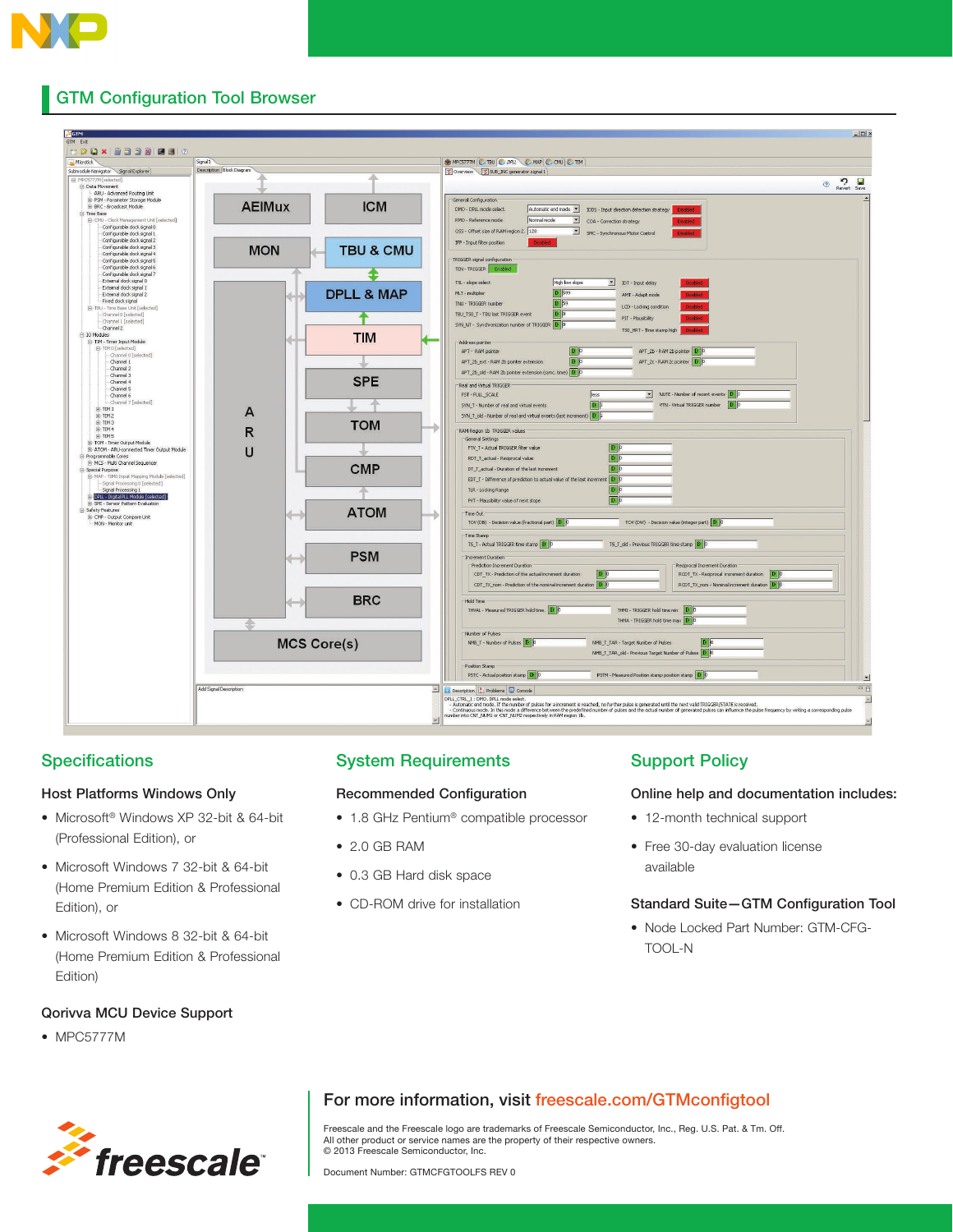## GTM Configuration Tool Browser

## Specifications

### Host Platforms Windows Only

- Microsoft® Windows XP 32-bit & 64-bit (Professional Edition), or
- Microsoft Windows 7 32-bit & 64-bit (Home Premium Edition & Professional Edition), or
- Microsoft Windows 8 32-bit & 64-bit (Home Premium Edition & Professional Edition)

### Qorivva MCU Device Support

- MPC5777M

## System Requirements

### Recommended Configuration

- 1.8 GHz Pentium® compatible processor
- 2.0 GB RAM
- 0.3 GB Hard disk space
- CD-ROM drive for installation

## Support Policy

### Online help and documentation includes:

- 12-month technical support
- Free 30-day evaluation license available

### Standard Suite—GTM Configuration Tool

- Node Locked Part Number: GTM-CFG-TOOL-N

## For more information, visit freescale.com/GTMconfigtool

Freescale and the Freescale logo are trademarks of Freescale Semiconductor, Inc., Reg. U.S. Pat. & Tm. Off. All other product or service names are the property of their respective owners.
© 2013 Freescale Semiconductor, Inc.

Document Number: GTMCFGTOOLFS REV 0